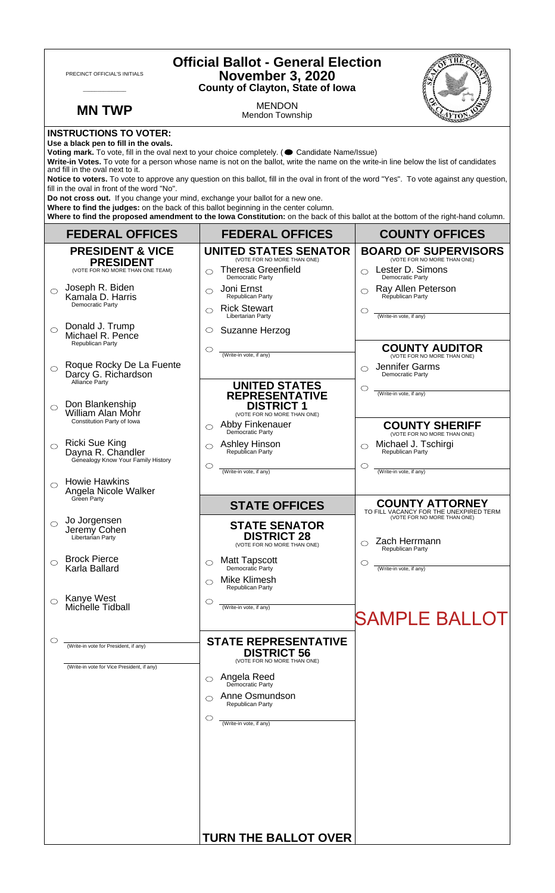PRECINCT OFFICIAL'S INITIALS

___________

**MN TWP**

# Official Ballot - General Election
## November 3, 2020
### County of Clayton, State of Iowa

MENDON
Mendon Township

**INSTRUCTIONS TO VOTER:**
**Use a black pen to fill in the ovals.**
**Voting mark.** To vote, fill in the oval next to your choice completely. (● Candidate Name/Issue)
**Write-in Votes.** To vote for a person whose name is not on the ballot, write the name on the write-in line below the list of candidates and fill in the oval next to it.
**Notice to voters.** To vote to approve any question on this ballot, fill in the oval in front of the word "Yes". To vote against any question, fill in the oval in front of the word "No".
**Do not cross out.** If you change your mind, exchange your ballot for a new one.
**Where to find the judges:** on the back of this ballot beginning in the center column.
**Where to find the proposed amendment to the Iowa Constitution:** on the back of this ballot at the bottom of the right-hand column.

## FEDERAL OFFICES

### PRESIDENT & VICE PRESIDENT
(VOTE FOR NO MORE THAN ONE TEAM)

- ○ Joseph R. Biden / Kamala D. Harris — Democratic Party
- ○ Donald J. Trump / Michael R. Pence — Republican Party
- ○ Roque Rocky De La Fuente / Darcy G. Richardson — Alliance Party
- ○ Don Blankenship / William Alan Mohr — Constitution Party of Iowa
- ○ Ricki Sue King / Dayna R. Chandler — Genealogy Know Your Family History
- ○ Howie Hawkins / Angela Nicole Walker — Green Party
- ○ Jo Jorgensen / Jeremy Cohen — Libertarian Party
- ○ Brock Pierce / Karla Ballard
- ○ Kanye West / Michelle Tidball
- ○ ________ (Write-in vote for President, if any) / ________ (Write-in vote for Vice President, if any)

## FEDERAL OFFICES

### UNITED STATES SENATOR
(VOTE FOR NO MORE THAN ONE)

- ○ Theresa Greenfield — Democratic Party
- ○ Joni Ernst — Republican Party
- ○ Rick Stewart — Libertarian Party
- ○ Suzanne Herzog
- ○ ________ (Write-in vote, if any)

### UNITED STATES REPRESENTATIVE DISTRICT 1
(VOTE FOR NO MORE THAN ONE)

- ○ Abby Finkenauer — Democratic Party
- ○ Ashley Hinson — Republican Party
- ○ ________ (Write-in vote, if any)

## STATE OFFICES

### STATE SENATOR DISTRICT 28
(VOTE FOR NO MORE THAN ONE)

- ○ Matt Tapscott — Democratic Party
- ○ Mike Klimesh — Republican Party
- ○ ________ (Write-in vote, if any)

### STATE REPRESENTATIVE DISTRICT 56
(VOTE FOR NO MORE THAN ONE)

- ○ Angela Reed — Democratic Party
- ○ Anne Osmundson — Republican Party
- ○ ________ (Write-in vote, if any)

**TURN THE BALLOT OVER**

## COUNTY OFFICES

### BOARD OF SUPERVISORS
(VOTE FOR NO MORE THAN ONE)

- ○ Lester D. Simons — Democratic Party
- ○ Ray Allen Peterson — Republican Party
- ○ ________ (Write-in vote, if any)

### COUNTY AUDITOR
(VOTE FOR NO MORE THAN ONE)

- ○ Jennifer Garms — Democratic Party
- ○ ________ (Write-in vote, if any)

### COUNTY SHERIFF
(VOTE FOR NO MORE THAN ONE)

- ○ Michael J. Tschirgi — Republican Party
- ○ ________ (Write-in vote, if any)

### COUNTY ATTORNEY
TO FILL VACANCY FOR THE UNEXPIRED TERM
(VOTE FOR NO MORE THAN ONE)

- ○ Zach Herrmann — Republican Party
- ○ ________ (Write-in vote, if any)

SAMPLE BALLOT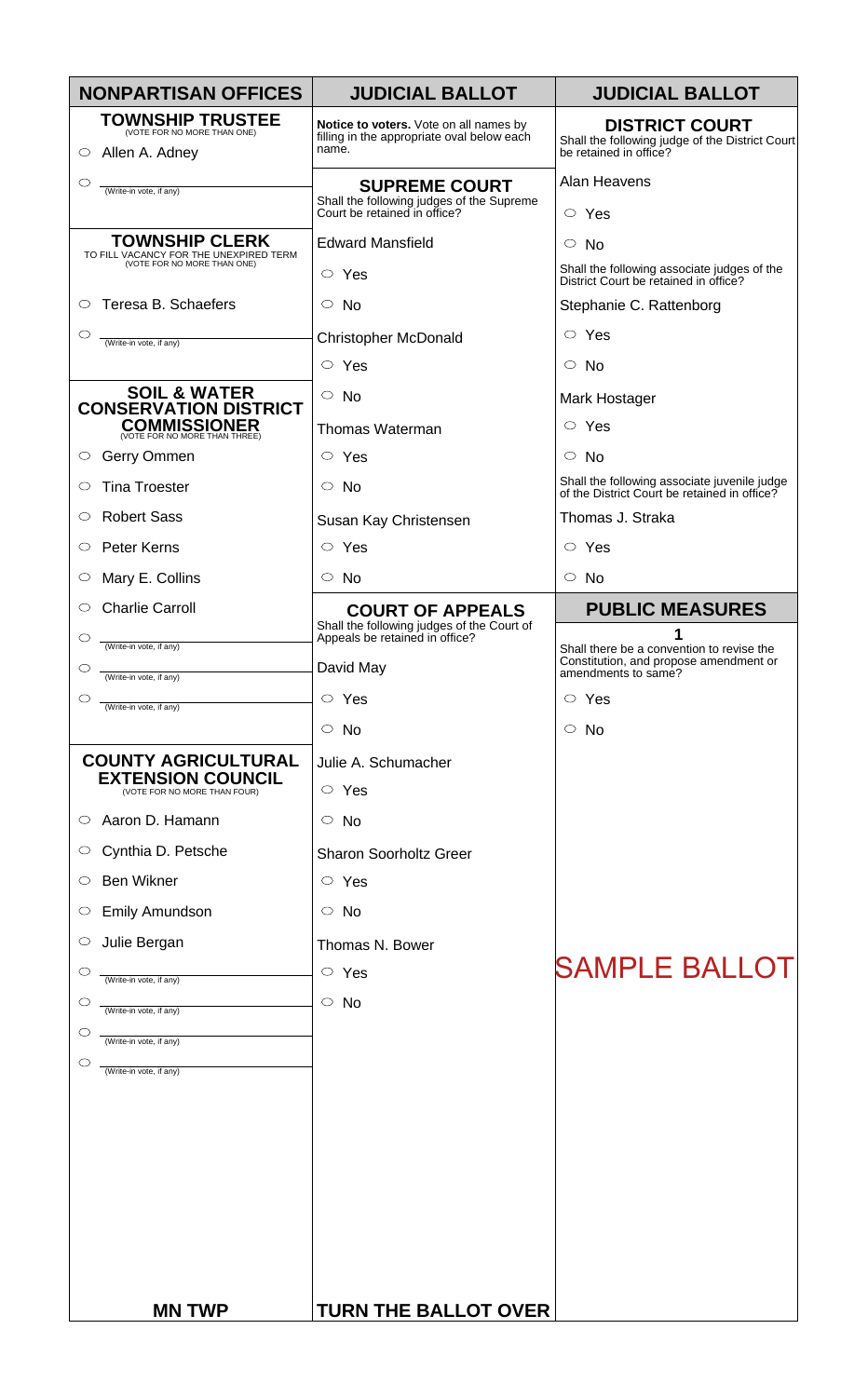## NONPARTISAN OFFICES

### TOWNSHIP TRUSTEE
(VOTE FOR NO MORE THAN ONE)

- ○ Allen A. Adney
- ○ ______ (Write-in vote, if any)

### TOWNSHIP CLERK
TO FILL VACANCY FOR THE UNEXPIRED TERM
(VOTE FOR NO MORE THAN ONE)

- ○ Teresa B. Schaefers
- ○ ______ (Write-in vote, if any)

### SOIL & WATER CONSERVATION DISTRICT COMMISSIONER
(VOTE FOR NO MORE THAN THREE)

- ○ Gerry Ommen
- ○ Tina Troester
- ○ Robert Sass
- ○ Peter Kerns
- ○ Mary E. Collins
- ○ Charlie Carroll
- ○ ______ (Write-in vote, if any)
- ○ ______ (Write-in vote, if any)
- ○ ______ (Write-in vote, if any)

### COUNTY AGRICULTURAL EXTENSION COUNCIL
(VOTE FOR NO MORE THAN FOUR)

- ○ Aaron D. Hamann
- ○ Cynthia D. Petsche
- ○ Ben Wikner
- ○ Emily Amundson
- ○ Julie Bergan
- ○ ______ (Write-in vote, if any)
- ○ ______ (Write-in vote, if any)
- ○ ______ (Write-in vote, if any)
- ○ ______ (Write-in vote, if any)

MN TWP

## JUDICIAL BALLOT

**Notice to voters.** Vote on all names by filling in the appropriate oval below each name.

### SUPREME COURT
Shall the following judges of the Supreme Court be retained in office?

Edward Mansfield
- ○ Yes
- ○ No

Christopher McDonald
- ○ Yes
- ○ No

Thomas Waterman
- ○ Yes
- ○ No

Susan Kay Christensen
- ○ Yes
- ○ No

### COURT OF APPEALS
Shall the following judges of the Court of Appeals be retained in office?

David May
- ○ Yes
- ○ No

Julie A. Schumacher
- ○ Yes
- ○ No

Sharon Soorholtz Greer
- ○ Yes
- ○ No

Thomas N. Bower
- ○ Yes
- ○ No

TURN THE BALLOT OVER

## JUDICIAL BALLOT

### DISTRICT COURT
Shall the following judge of the District Court be retained in office?

Alan Heavens
- ○ Yes
- ○ No

Shall the following associate judges of the District Court be retained in office?

Stephanie C. Rattenborg
- ○ Yes
- ○ No

Mark Hostager
- ○ Yes
- ○ No

Shall the following associate juvenile judge of the District Court be retained in office?

Thomas J. Straka
- ○ Yes
- ○ No

## PUBLIC MEASURES

**1**

Shall there be a convention to revise the Constitution, and propose amendment or amendments to same?

- ○ Yes
- ○ No

SAMPLE BALLOT